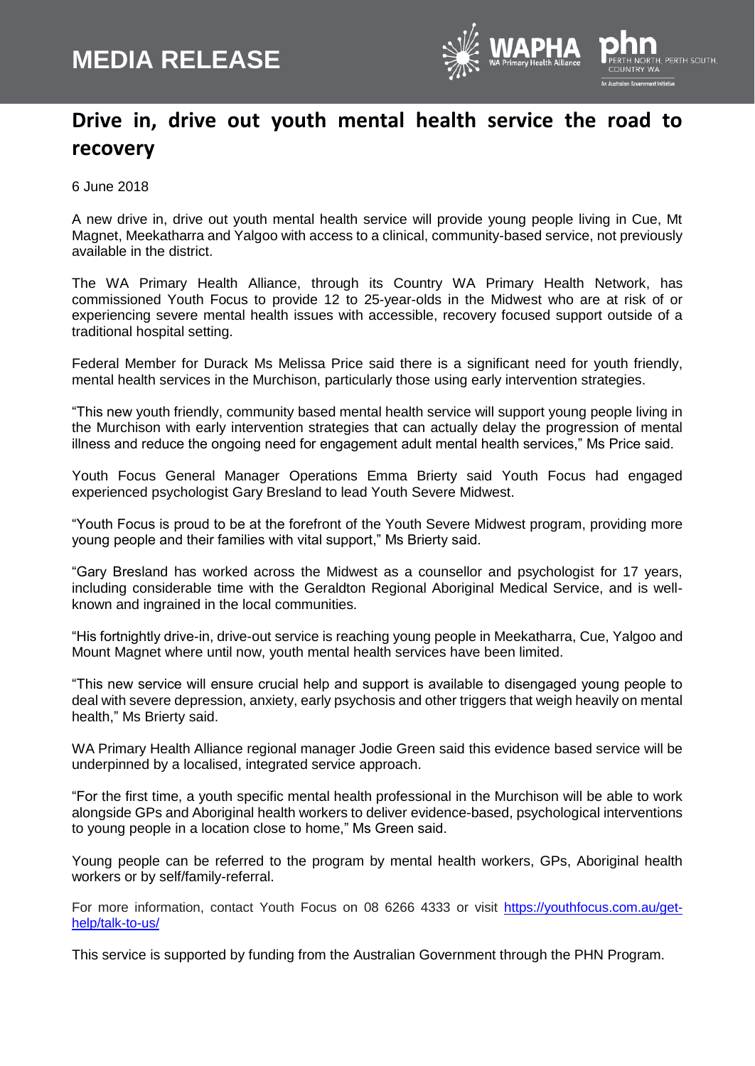# MEDIA RELEASE

## Drive in, drive out youth mental health service the road to recovery

6 June 2018

A new drive in, drive out youth mental health service will provide young people living in Cue, Mt Magnet, Meekatharra and Yalgoo with access to a clinical, community-based service, not previously available in the district.

The WA Primary Health Alliance, through its Country WA Primary Health Network, has commissioned Youth Focus to provide 12 to 25-year-olds in the Midwest who are at risk of or experiencing severe mental health issues with accessible, recovery focused support outside of a traditional hospital setting.

Federal Member for Durack Ms Melissa Price said there is a significant need for youth friendly, mental health services in the Murchison, particularly those using early intervention strategies.

"This new youth friendly, community based mental health service will support young people living in the Murchison with early intervention strategies that can actually delay the progression of mental illness and reduce the ongoing need for engagement adult mental health services," Ms Price said.

Youth Focus General Manager Operations Emma Brierty said Youth Focus had engaged experienced psychologist Gary Bresland to lead Youth Severe Midwest.

"Youth Focus is proud to be at the forefront of the Youth Severe Midwest program, providing more young people and their families with vital support," Ms Brierty said.

"Gary Bresland has worked across the Midwest as a counsellor and psychologist for 17 years, including considerable time with the Geraldton Regional Aboriginal Medical Service, and is well-known and ingrained in the local communities.

"His fortnightly drive-in, drive-out service is reaching young people in Meekatharra, Cue, Yalgoo and Mount Magnet where until now, youth mental health services have been limited.

"This new service will ensure crucial help and support is available to disengaged young people to deal with severe depression, anxiety, early psychosis and other triggers that weigh heavily on mental health," Ms Brierty said.

WA Primary Health Alliance regional manager Jodie Green said this evidence based service will be underpinned by a localised, integrated service approach.

"For the first time, a youth specific mental health professional in the Murchison will be able to work alongside GPs and Aboriginal health workers to deliver evidence-based, psychological interventions to young people in a location close to home," Ms Green said.

Young people can be referred to the program by mental health workers, GPs, Aboriginal health workers or by self/family-referral.

For more information, contact Youth Focus on 08 6266 4333 or visit [https://youthfocus.com.au/get-help/talk-to-us/](https://youthfocus.com.au/get-help/talk-to-us/)

This service is supported by funding from the Australian Government through the PHN Program.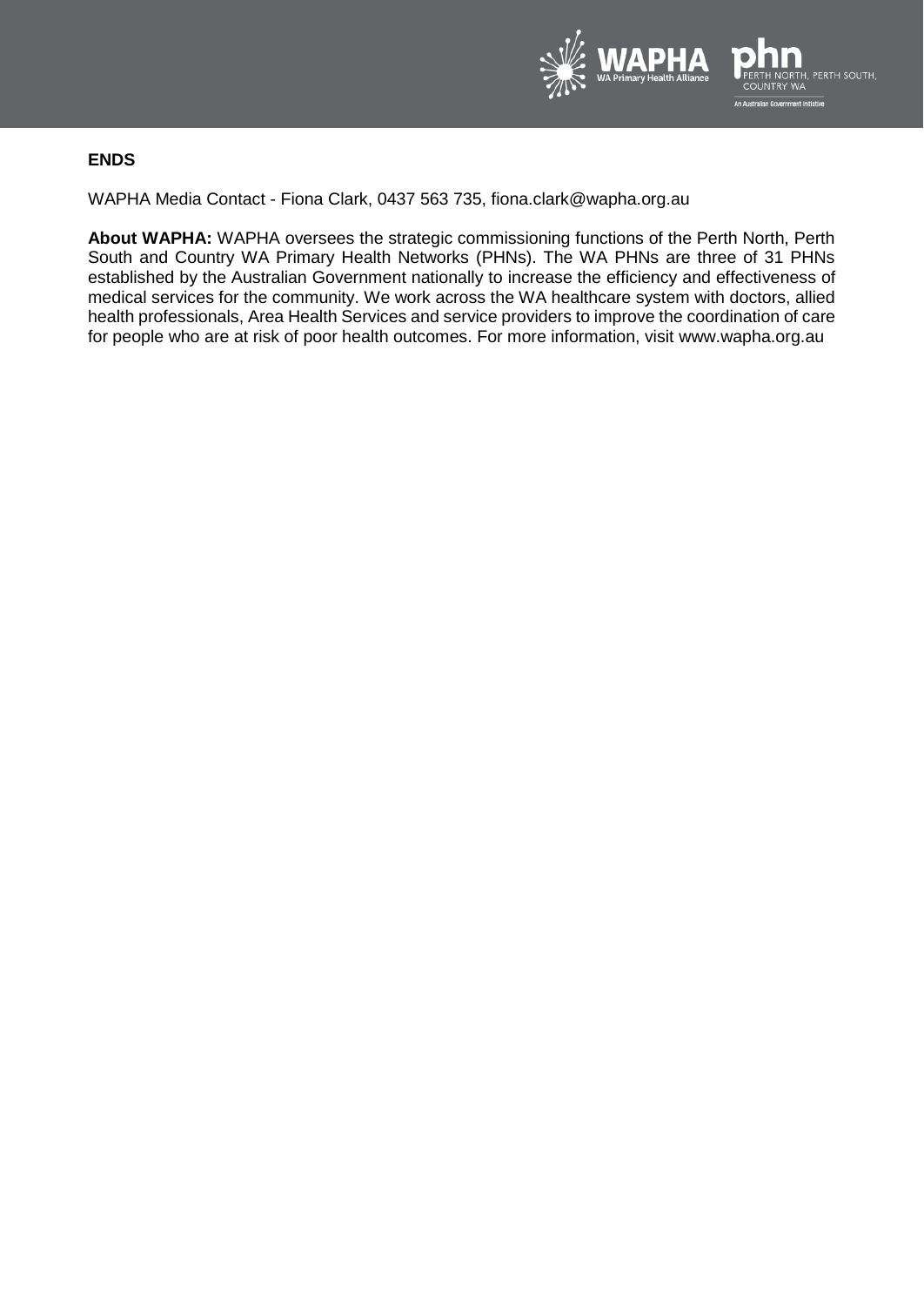**ENDS**

WAPHA Media Contact - Fiona Clark, 0437 563 735, fiona.clark@wapha.org.au

**About WAPHA:** WAPHA oversees the strategic commissioning functions of the Perth North, Perth South and Country WA Primary Health Networks (PHNs). The WA PHNs are three of 31 PHNs established by the Australian Government nationally to increase the efficiency and effectiveness of medical services for the community. We work across the WA healthcare system with doctors, allied health professionals, Area Health Services and service providers to improve the coordination of care for people who are at risk of poor health outcomes. For more information, visit www.wapha.org.au